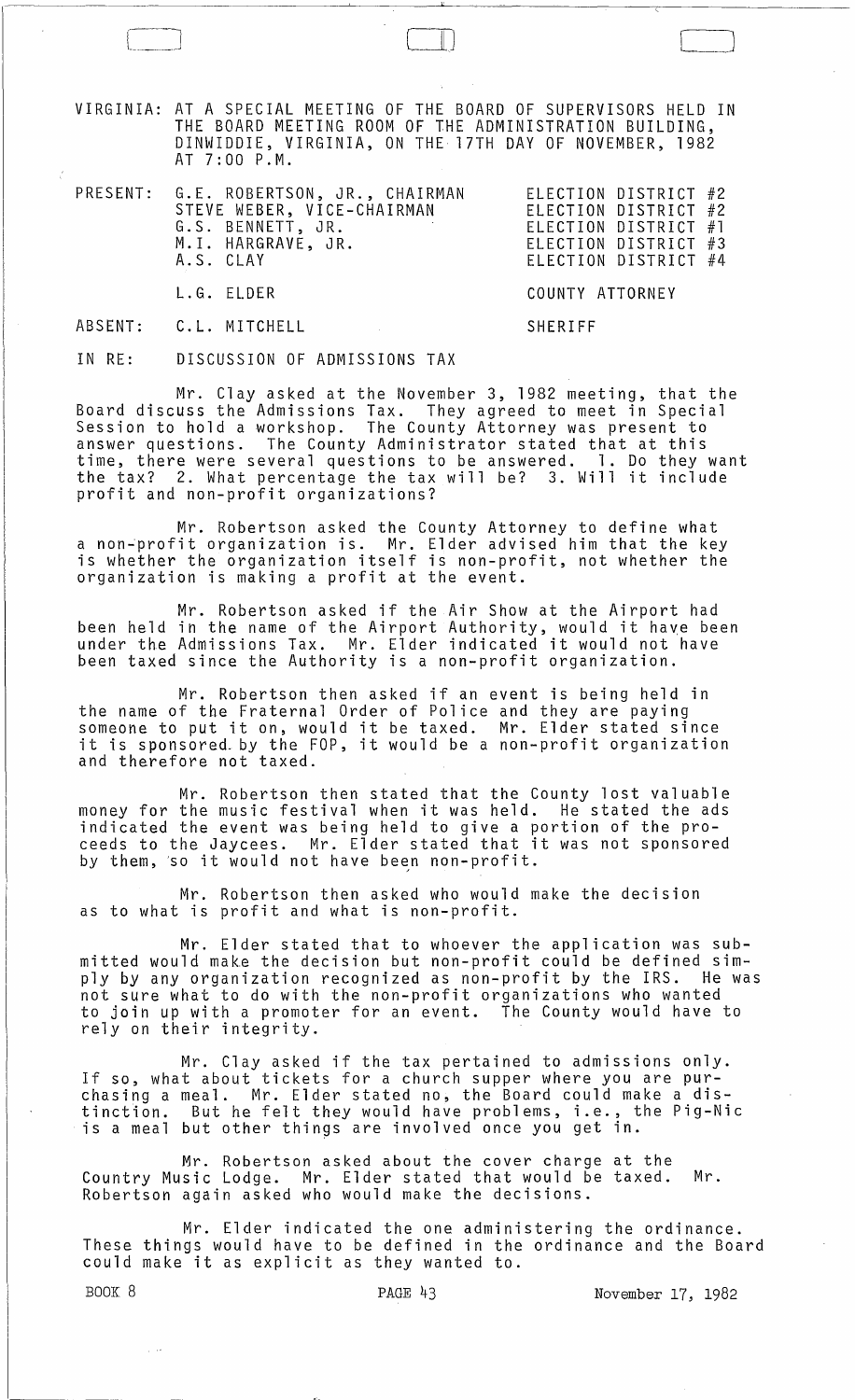VIRGINIA: AT A SPECIAL MEETING OF THE BOARD OF SUPERVISORS HELD IN THE BOARD MEETING ROOM OF THE ADMINISTRATION BUILDING, DINWIDDIE, VIRGINIA, ON THE 17TH DAY OF NOVEMBER, 1982 AT 7:00 P.M.

| | | |
|---|---|---|
| PRESENT: | G.E. ROBERTSON, JR., CHAIRMAN | ELECTION DISTRICT #2 |
| | STEVE WEBER, VICE-CHAIRMAN | ELECTION DISTRICT #2 |
| | G.S. BENNETT, JR. | ELECTION DISTRICT #1 |
| | M.I. HARGRAVE, JR. | ELECTION DISTRICT #3 |
| | A.S. CLAY | ELECTION DISTRICT #4 |
| | L.G. ELDER | COUNTY ATTORNEY |
| ABSENT: | C.L. MITCHELL | SHERIFF |

IN RE: DISCUSSION OF ADMISSIONS TAX

Mr. Clay asked at the November 3, 1982 meeting, that the Board discuss the Admissions Tax. They agreed to meet in Special Session to hold a workshop. The County Attorney was present to answer questions. The County Administrator stated that at this time, there were several questions to be answered. 1. Do they want the tax? 2. What percentage the tax will be? 3. Will it include profit and non-profit organizations?

Mr. Robertson asked the County Attorney to define what a non-profit organization is. Mr. Elder advised him that the key is whether the organization itself is non-profit, not whether the organization is making a profit at the event.

Mr. Robertson asked if the Air Show at the Airport had been held in the name of the Airport Authority, would it have been under the Admissions Tax. Mr. Elder indicated it would not have been taxed since the Authority is a non-profit organization.

Mr. Robertson then asked if an event is being held in the name of the Fraternal Order of Police and they are paying someone to put it on, would it be taxed. Mr. Elder stated since it is sponsored by the FOP, it would be a non-profit organization and therefore not taxed.

Mr. Robertson then stated that the County lost valuable money for the music festival when it was held. He stated the ads indicated the event was being held to give a portion of the proceeds to the Jaycees. Mr. Elder stated that it was not sponsored by them, so it would not have been non-profit.

Mr. Robertson then asked who would make the decision as to what is profit and what is non-profit.

Mr. Elder stated that to whoever the application was submitted would make the decision but non-profit could be defined simply by any organization recognized as non-profit by the IRS. He was not sure what to do with the non-profit organizations who wanted to join up with a promoter for an event. The County would have to rely on their integrity.

Mr. Clay asked if the tax pertained to admissions only. If so, what about tickets for a church supper where you are purchasing a meal. Mr. Elder stated no, the Board could make a distinction. But he felt they would have problems, i.e., the Pig-Nic is a meal but other things are involved once you get in.

Mr. Robertson asked about the cover charge at the Country Music Lodge. Mr. Elder stated that would be taxed. Mr. Robertson again asked who would make the decisions.

Mr. Elder indicated the one administering the ordinance. These things would have to be defined in the ordinance and the Board could make it as explicit as they wanted to.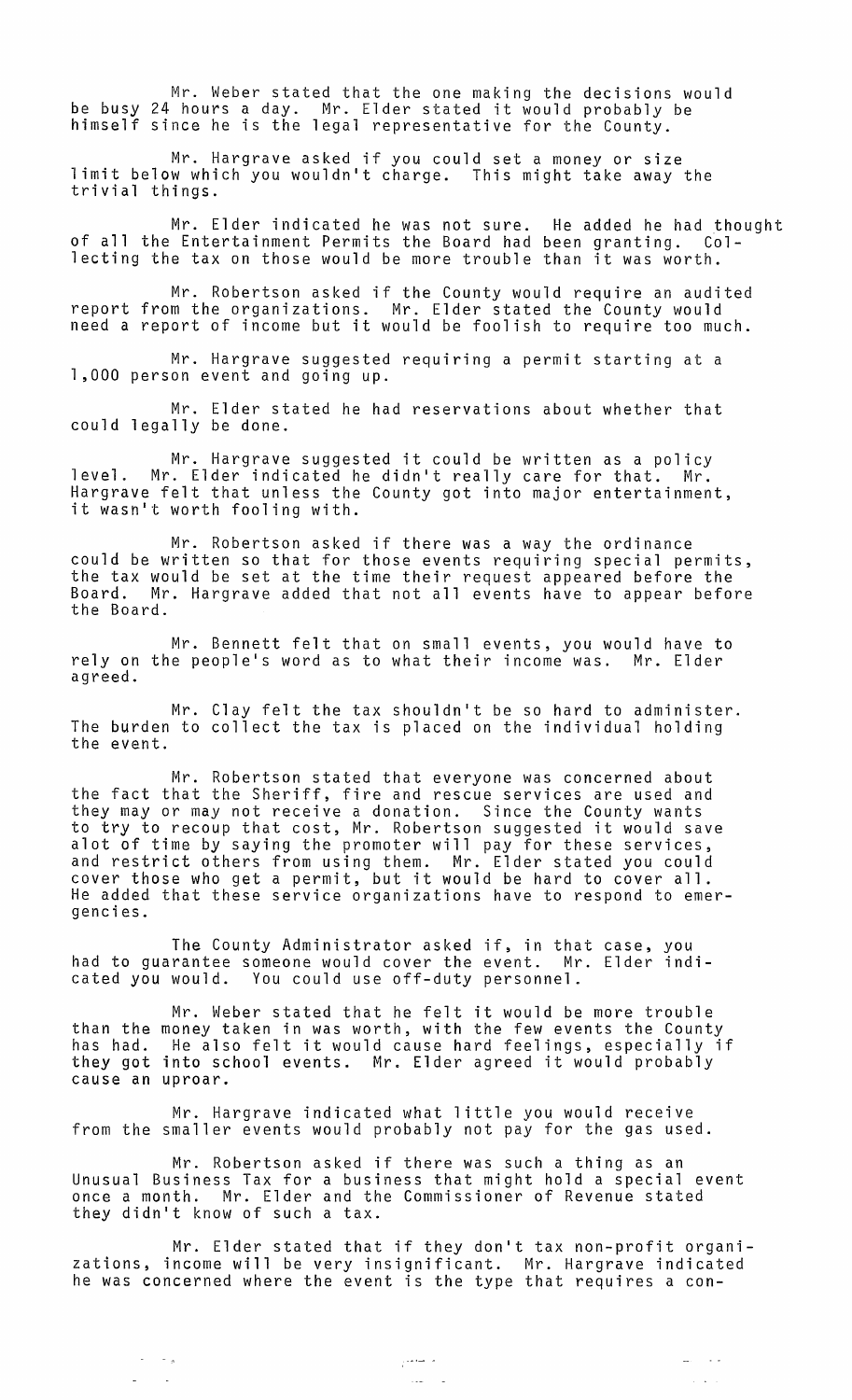Mr. Weber stated that the one making the decisions would be busy 24 hours a day. Mr. Elder stated it would probably be himself since he is the legal representative for the County.

Mr. Hargrave asked if you could set a money or size limit below which you wouldn't charge. This might take away the trivial things.

Mr. Elder indicated he was not sure. He added he had thought of all the Entertainment Permits the Board had been granting. Collecting the tax on those would be more trouble than it was worth.

Mr. Robertson asked if the County would require an audited report from the organizations. Mr. Elder stated the County would need a report of income but it would be foolish to require too much.

Mr. Hargrave suggested requiring a permit starting at a 1,000 person event and going up.

Mr. Elder stated he had reservations about whether that could legally be done.

Mr. Hargrave suggested it could be written as a policy level. Mr. Elder indicated he didn't really care for that. Mr. Hargrave felt that unless the County got into major entertainment, it wasn't worth fooling with.

Mr. Robertson asked if there was a way the ordinance could be written so that for those events requiring special permits, the tax would be set at the time their request appeared before the Board. Mr. Hargrave added that not all events have to appear before the Board.

Mr. Bennett felt that on small events, you would have to rely on the people's word as to what their income was. Mr. Elder agreed.

Mr. Clay felt the tax shouldn't be so hard to administer. The burden to collect the tax is placed on the individual holding the event.

Mr. Robertson stated that everyone was concerned about the fact that the Sheriff, fire and rescue services are used and they may or may not receive a donation. Since the County wants to try to recoup that cost, Mr. Robertson suggested it would save alot of time by saying the promoter will pay for these services, and restrict others from using them. Mr. Elder stated you could cover those who get a permit, but it would be hard to cover all. He added that these service organizations have to respond to emergencies.

The County Administrator asked if, in that case, you had to guarantee someone would cover the event. Mr. Elder indicated you would. You could use off-duty personnel.

Mr. Weber stated that he felt it would be more trouble than the money taken in was worth, with the few events the County has had. He also felt it would cause hard feelings, especially if they got into school events. Mr. Elder agreed it would probably cause an uproar.

Mr. Hargrave indicated what little you would receive from the smaller events would probably not pay for the gas used.

Mr. Robertson asked if there was such a thing as an Unusual Business Tax for a business that might hold a special event once a month. Mr. Elder and the Commissioner of Revenue stated they didn't know of such a tax.

Mr. Elder stated that if they don't tax non-profit organizations, income will be very insignificant. Mr. Hargrave indicated he was concerned where the event is the type that requires a con-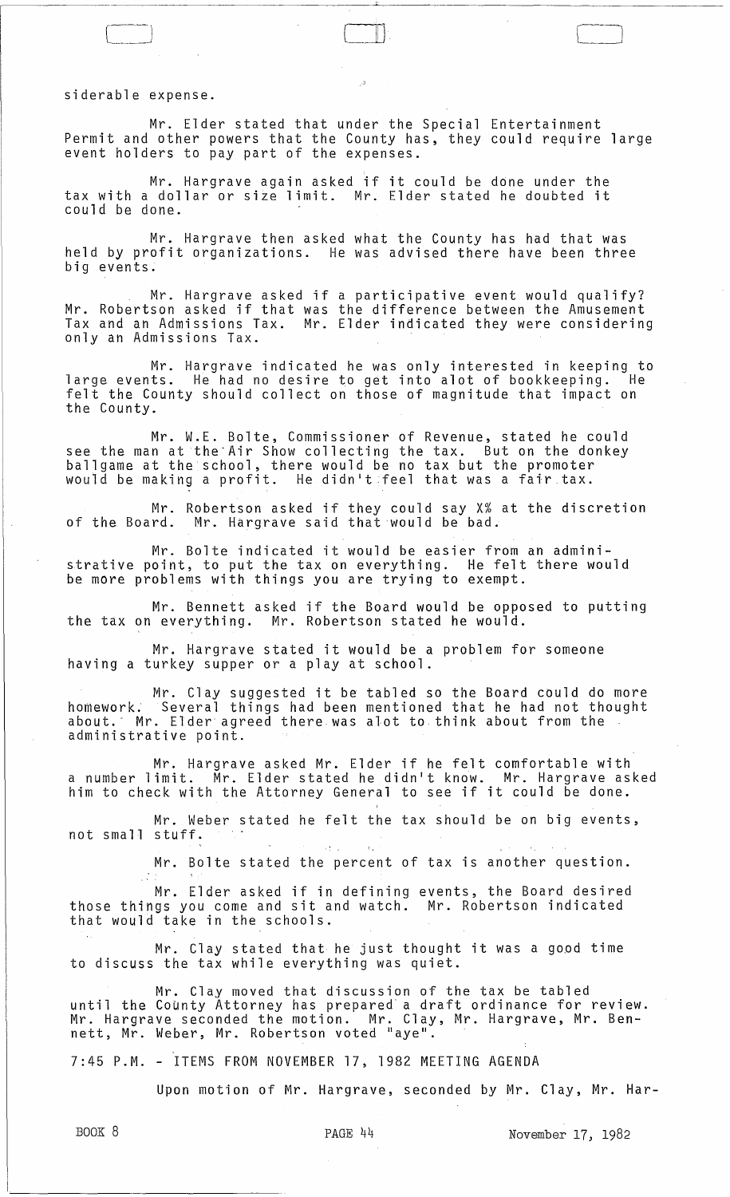siderable expense.

Mr. Elder stated that under the Special Entertainment Permit and other powers that the County has, they could require large event holders to pay part of the expenses.

Mr. Hargrave again asked if it could be done under the tax with a dollar or size limit. Mr. Elder stated he doubted it could be done.

Mr. Hargrave then asked what the County has had that was held by profit organizations. He was advised there have been three big events.

Mr. Hargrave asked if a participative event would qualify? Mr. Robertson asked if that was the difference between the Amusement Tax and an Admissions Tax. Mr. Elder indicated they were considering only an Admissions Tax.

Mr. Hargrave indicated he was only interested in keeping to large events. He had no desire to get into alot of bookkeeping. He felt the County should collect on those of magnitude that impact on the County.

Mr. W.E. Bolte, Commissioner of Revenue, stated he could see the man at the Air Show collecting the tax. But on the donkey ballgame at the school, there would be no tax but the promoter would be making a profit. He didn't feel that was a fair tax.

Mr. Robertson asked if they could say X% at the discretion of the Board. Mr. Hargrave said that would be bad.

Mr. Bolte indicated it would be easier from an administrative point, to put the tax on everything. He felt there would be more problems with things you are trying to exempt.

Mr. Bennett asked if the Board would be opposed to putting the tax on everything. Mr. Robertson stated he would.

Mr. Hargrave stated it would be a problem for someone having a turkey supper or a play at school.

Mr. Clay suggested it be tabled so the Board could do more homework. Several things had been mentioned that he had not thought about. Mr. Elder agreed there was alot to think about from the administrative point.

Mr. Hargrave asked Mr. Elder if he felt comfortable with a number limit. Mr. Elder stated he didn't know. Mr. Hargrave asked him to check with the Attorney General to see if it could be done.

Mr. Weber stated he felt the tax should be on big events, not small stuff.

Mr. Bolte stated the percent of tax is another question.

Mr. Elder asked if in defining events, the Board desired those things you come and sit and watch. Mr. Robertson indicated that would take in the schools.

Mr. Clay stated that he just thought it was a good time to discuss the tax while everything was quiet.

Mr. Clay moved that discussion of the tax be tabled until the County Attorney has prepared a draft ordinance for review. Mr. Hargrave seconded the motion. Mr. Clay, Mr. Hargrave, Mr. Bennett, Mr. Weber, Mr. Robertson voted "aye".

7:45 P.M. - ITEMS FROM NOVEMBER 17, 1982 MEETING AGENDA

Upon motion of Mr. Hargrave, seconded by Mr. Clay, Mr. Har-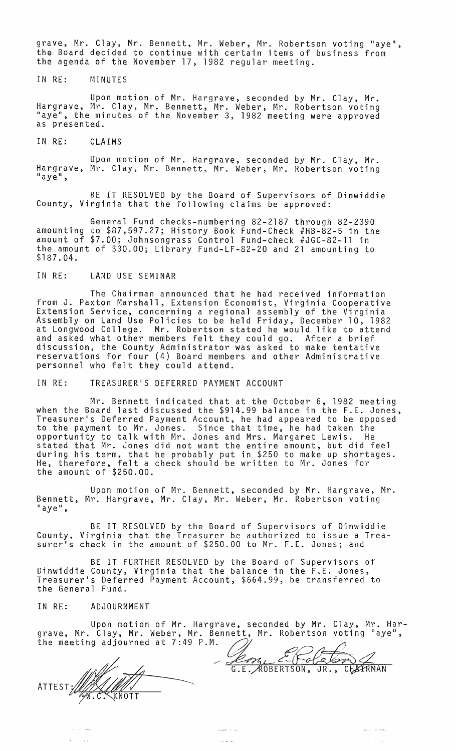grave, Mr. Clay, Mr. Bennett, Mr. Weber, Mr. Robertson voting "aye", the Board decided to continue with certain items of business from the agenda of the November 17, 1982 regular meeting.

IN RE: MINUTES

Upon motion of Mr. Hargrave, seconded by Mr. Clay, Mr. Hargrave, Mr. Clay, Mr. Bennett, Mr. Weber, Mr. Robertson voting "aye", the minutes of the November 3, 1982 meeting were approved as presented.

IN RE: CLAIMS

Upon motion of Mr. Hargrave, seconded by Mr. Clay, Mr. Hargrave, Mr. Clay, Mr. Bennett, Mr. Weber, Mr. Robertson voting "aye",

BE IT RESOLVED by the Board of Supervisors of Dinwiddie County, Virginia that the following claims be approved:

General Fund checks-numbering 82-2187 through 82-2390 amounting to $87,597.27; History Book Fund-Check #HB-82-5 in the amount of $7.00; Johnsongrass Control Fund-check #JGC-82-11 in the amount of $30.00; Library Fund-LF-82-20 and 21 amounting to $187.04.

IN RE: LAND USE SEMINAR

The Chairman announced that he had received information from J. Paxton Marshall, Extension Economist, Virginia Cooperative Extension Service, concerning a regional assembly of the Virginia Assembly on Land Use Policies to be held Friday, December 10, 1982 at Longwood College. Mr. Robertson stated he would like to attend and asked what other members felt they could go. After a brief discussion, the County Administrator was asked to make tentative reservations for four (4) Board members and other Administrative personnel who felt they could attend.

IN RE: TREASURER'S DEFERRED PAYMENT ACCOUNT

Mr. Bennett indicated that at the October 6, 1982 meeting when the Board last discussed the $914.99 balance in the F.E. Jones, Treasurer's Deferred Payment Account, he had appeared to be opposed to the payment to Mr. Jones. Since that time, he had taken the opportunity to talk with Mr. Jones and Mrs. Margaret Lewis. He stated that Mr. Jones did not want the entire amount, but did feel during his term, that he probably put in $250 to make up shortages. He, therefore, felt a check should be written to Mr. Jones for the amount of $250.00.

Upon motion of Mr. Bennett, seconded by Mr. Hargrave, Mr. Bennett, Mr. Hargrave, Mr. Clay, Mr. Weber, Mr. Robertson voting "aye",

BE IT RESOLVED by the Board of Supervisors of Dinwiddie County, Virginia that the Treasurer be authorized to issue a Treasurer's check in the amount of $250.00 to Mr. F.E. Jones; and

BE IT FURTHER RESOLVED by the Board of Supervisors of Dinwiddie County, Virginia that the balance in the F.E. Jones, Treasurer's Deferred Payment Account, $664.99, be transferred to the General Fund.

IN RE: ADJOURNMENT

Upon motion of Mr. Hargrave, seconded by Mr. Clay, Mr. Hargrave, Mr. Clay, Mr. Weber, Mr. Bennett, Mr. Robertson voting "aye", the meeting adjourned at 7:49 P.M.

G.E. ROBERTSON, JR., CHAIRMAN

ATTEST: W.C. KNOTT